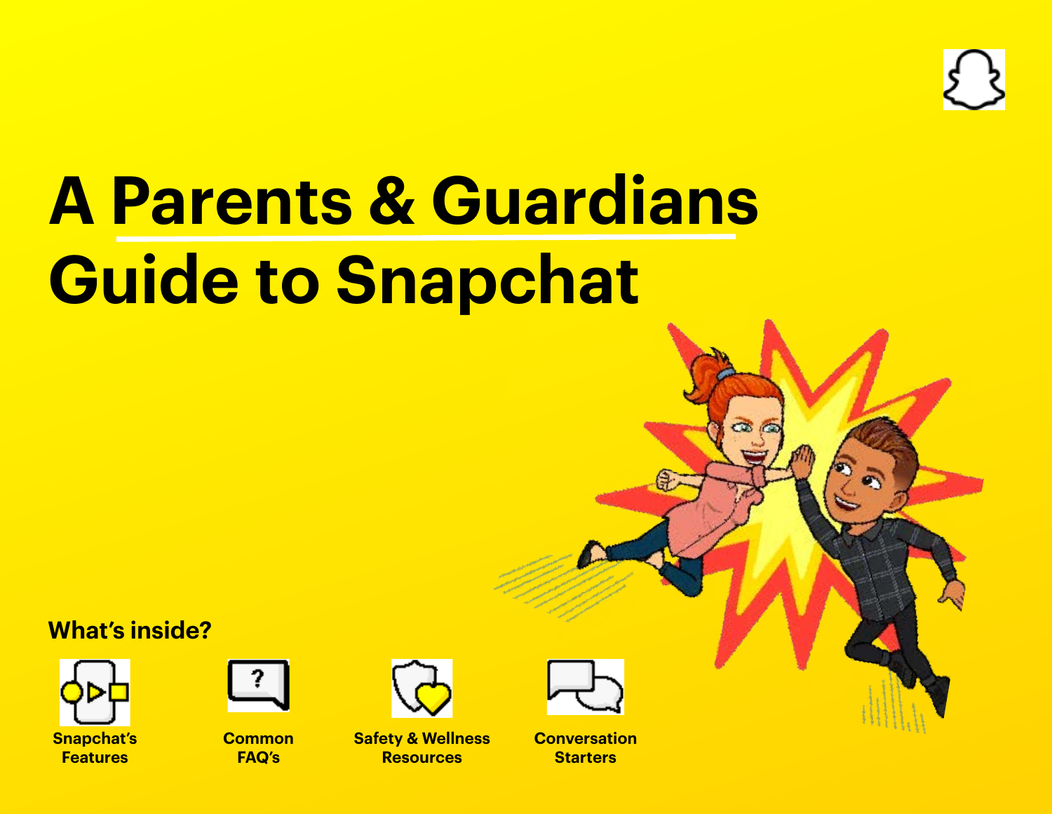# A Parents & Guardians Guide to Snapchat

**What's inside?**

- Snapchat's Features
- Common FAQ's
- Safety & Wellness Resources
- Conversation Starters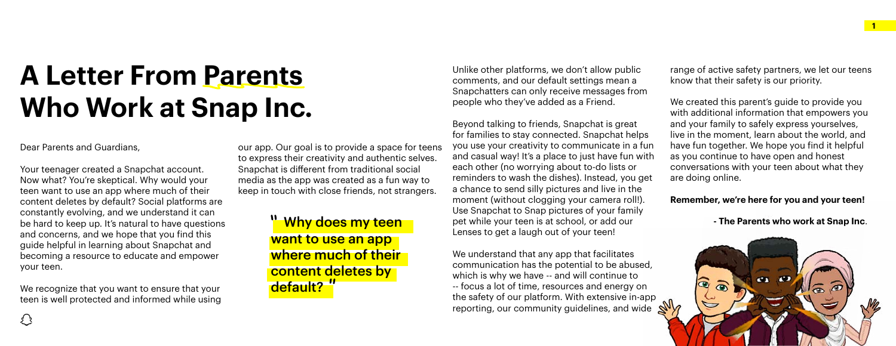# A Letter From Parents Who Work at Snap Inc.

Dear Parents and Guardians,

Your teenager created a Snapchat account. Now what? You're skeptical. Why would your teen want to use an app where much of their content deletes by default? Social platforms are constantly evolving, and we understand it can be hard to keep up. It's natural to have questions and concerns, and we hope that you find this guide helpful in learning about Snapchat and becoming a resource to educate and empower your teen.

We recognize that you want to ensure that your teen is well protected and informed while using our app. Our goal is to provide a space for teens to express their creativity and authentic selves. Snapchat is different from traditional social media as the app was created as a fun way to keep in touch with close friends, not strangers.

> "Why does my teen want to use an app where much of their content deletes by default?"

Unlike other platforms, we don't allow public comments, and our default settings mean a Snapchatters can only receive messages from people who they've added as a Friend.

Beyond talking to friends, Snapchat is great for families to stay connected. Snapchat helps you use your creativity to communicate in a fun and casual way! It's a place to just have fun with each other (no worrying about to-do lists or reminders to wash the dishes). Instead, you get a chance to send silly pictures and live in the moment (without clogging your camera roll!). Use Snapchat to Snap pictures of your family pet while your teen is at school, or add our Lenses to get a laugh out of your teen!

We understand that any app that facilitates communication has the potential to be abused, which is why we have -- and will continue to -- focus a lot of time, resources and energy on the safety of our platform. With extensive in-app reporting, our community guidelines, and wide range of active safety partners, we let our teens know that their safety is our priority.

We created this parent's guide to provide you with additional information that empowers you and your family to safely express yourselves, live in the moment, learn about the world, and have fun together. We hope you find it helpful as you continue to have open and honest conversations with your teen about what they are doing online.

**Remember, we're here for you and your teen!**

**- The Parents who work at Snap Inc**.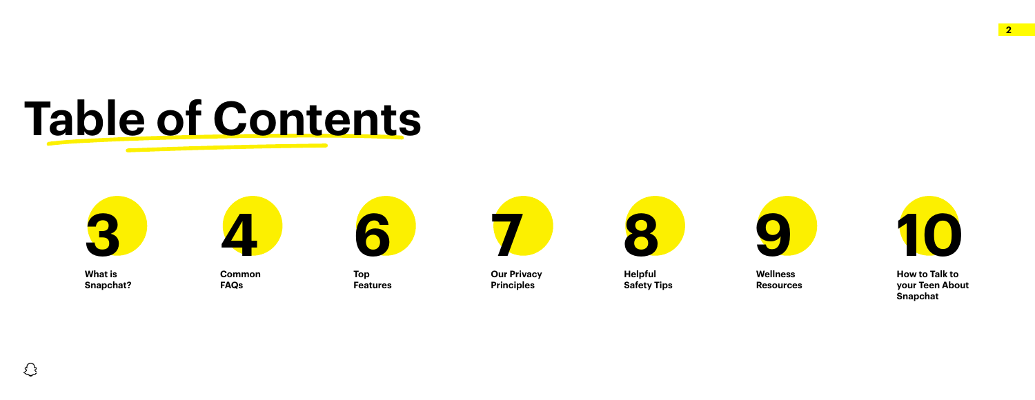# Table of Contents

**3** What is Snapchat?

**4** Common FAQs

**6** Top Features

**7** Our Privacy Principles

**8** Helpful Safety Tips

**9** Wellness Resources

**10** How to Talk to your Teen About Snapchat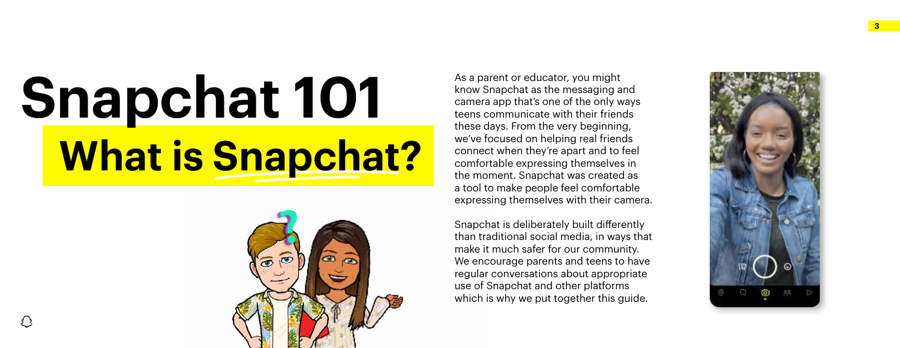# Snapchat 101

## What is Snapchat?

As a parent or educator, you might know Snapchat as the messaging and camera app that's one of the only ways teens communicate with their friends these days. From the very beginning, we've focused on helping real friends connect when they're apart and to feel comfortable expressing themselves in the moment. Snapchat was created as a tool to make people feel comfortable expressing themselves with their camera.

Snapchat is deliberately built differently than traditional social media, in ways that make it much safer for our community. We encourage parents and teens to have regular conversations about appropriate use of Snapchat and other platforms which is why we put together this guide.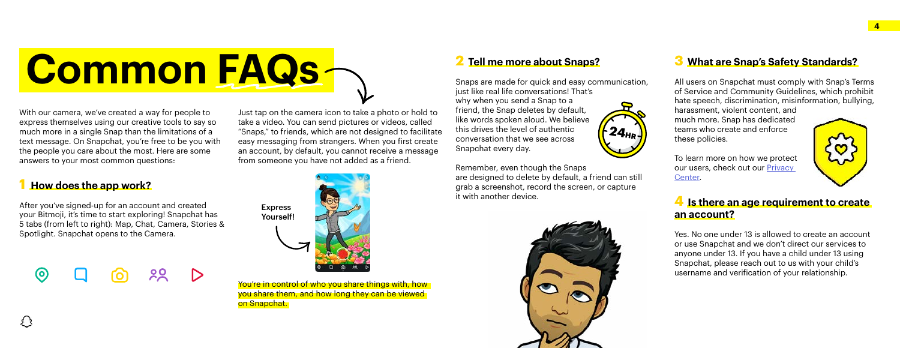# Common FAQs

With our camera, we've created a way for people to express themselves using our creative tools to say so much more in a single Snap than the limitations of a text message. On Snapchat, you're free to be you with the people you care about the most. Here are some answers to your most common questions:

## 1 How does the app work?

After you've signed-up for an account and created your Bitmoji, it's time to start exploring! Snapchat has 5 tabs (from left to right): Map, Chat, Camera, Stories & Spotlight. Snapchat opens to the Camera.

Just tap on the camera icon to take a photo or hold to take a video. You can send pictures or videos, called "Snaps," to friends, which are not designed to facilitate easy messaging from strangers. When you first create an account, by default, you cannot receive a message from someone you have not added as a friend.

Express Yourself!

You're in control of who you share things with, how you share them, and how long they can be viewed on Snapchat.

## 2 Tell me more about Snaps?

Snaps are made for quick and easy communication, just like real life conversations! That's why when you send a Snap to a friend, the Snap deletes by default, like words spoken aloud. We believe this drives the level of authentic conversation that we see across Snapchat every day.

24HR

Remember, even though the Snaps are designed to delete by default, a friend can still grab a screenshot, record the screen, or capture it with another device.

## 3 What are Snap's Safety Standards?

All users on Snapchat must comply with Snap's Terms of Service and Community Guidelines, which prohibit hate speech, discrimination, misinformation, bullying, harassment, violent content, and much more. Snap has dedicated teams who create and enforce these policies.

To learn more on how we protect our users, check out our Privacy Center.

## 4 Is there an age requirement to create an account?

Yes. No one under 13 is allowed to create an account or use Snapchat and we don't direct our services to anyone under 13. If you have a child under 13 using Snapchat, please reach out to us with your child's username and verification of your relationship.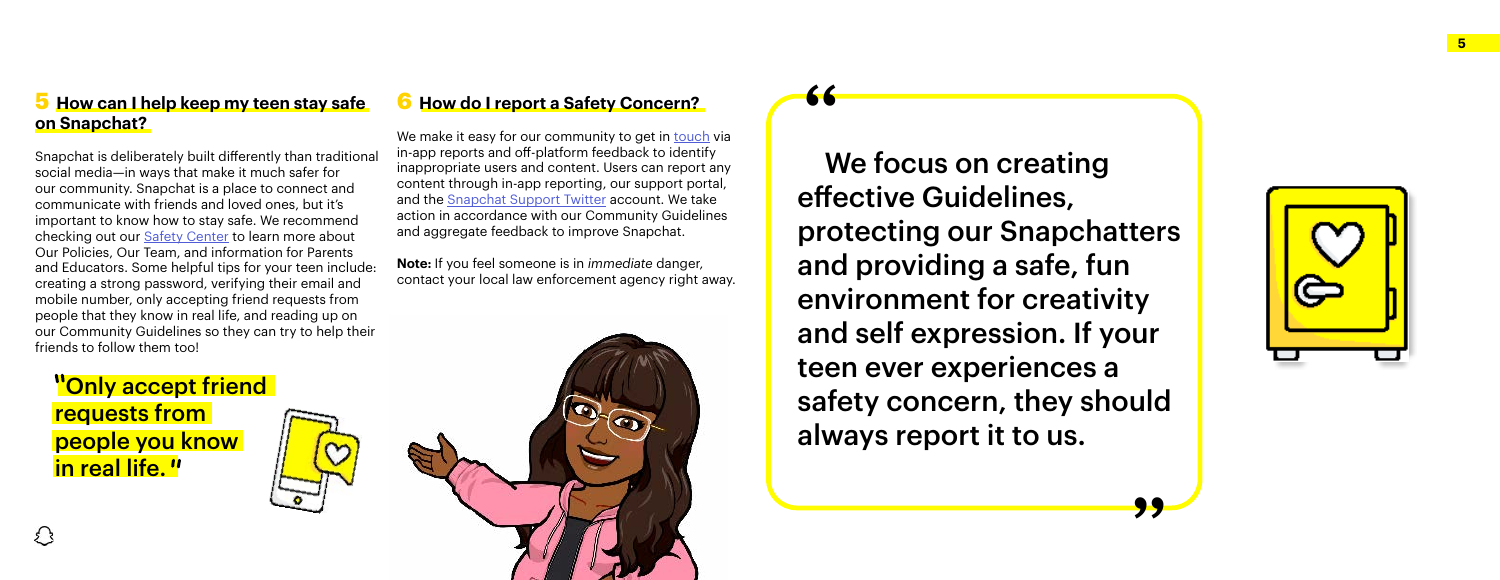## 5 How can I help keep my teen stay safe on Snapchat?

Snapchat is deliberately built differently than traditional social media—in ways that make it much safer for our community. Snapchat is a place to connect and communicate with friends and loved ones, but it's important to know how to stay safe. We recommend checking out our Safety Center to learn more about Our Policies, Our Team, and information for Parents and Educators. Some helpful tips for your teen include: creating a strong password, verifying their email and mobile number, only accepting friend requests from people that they know in real life, and reading up on our Community Guidelines so they can try to help their friends to follow them too!

**"Only accept friend requests from people you know in real life."**

## 6 How do I report a Safety Concern?

We make it easy for our community to get in touch via in-app reports and off-platform feedback to identify inappropriate users and content. Users can report any content through in-app reporting, our support portal, and the Snapchat Support Twitter account. We take action in accordance with our Community Guidelines and aggregate feedback to improve Snapchat.

**Note:** If you feel someone is in *immediate* danger, contact your local law enforcement agency right away.

> "We focus on creating effective Guidelines, protecting our Snapchatters and providing a safe, fun environment for creativity and self expression. If your teen ever experiences a safety concern, they should always report it to us."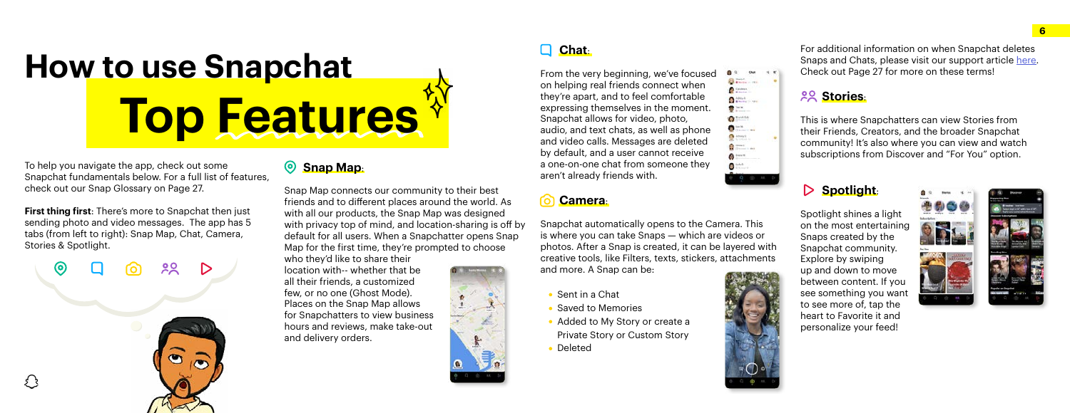# How to use Snapchat Top Features

To help you navigate the app, check out some Snapchat fundamentals below. For a full list of features, check out our Snap Glossary on Page 27.

**First thing first**: There's more to Snapchat then just sending photo and video messages. The app has 5 tabs (from left to right): Snap Map, Chat, Camera, Stories & Spotlight.

## Snap Map:

Snap Map connects our community to their best friends and to different places around the world. As with all our products, the Snap Map was designed with privacy top of mind, and location-sharing is off by default for all users. When a Snapchatter opens Snap Map for the first time, they're prompted to choose who they'd like to share their location with-- whether that be all their friends, a customized few, or no one (Ghost Mode). Places on the Snap Map allows for Snapchatters to view business hours and reviews, make take-out and delivery orders.

## Chat:

From the very beginning, we've focused on helping real friends connect when they're apart, and to feel comfortable expressing themselves in the moment. Snapchat allows for video, photo, audio, and text chats, as well as phone and video calls. Messages are deleted by default, and a user cannot receive a one-on-one chat from someone they aren't already friends with.

## Camera:

Snapchat automatically opens to the Camera. This is where you can take Snaps — which are videos or photos. After a Snap is created, it can be layered with creative tools, like Filters, texts, stickers, attachments and more. A Snap can be:

- Sent in a Chat
- Saved to Memories
- Added to My Story or create a Private Story or Custom Story
- Deleted

For additional information on when Snapchat deletes Snaps and Chats, please visit our support article [here](). Check out Page 27 for more on these terms!

## Stories:

This is where Snapchatters can view Stories from their Friends, Creators, and the broader Snapchat community! It's also where you can view and watch subscriptions from Discover and "For You" option.

## Spotlight:

Spotlight shines a light on the most entertaining Snaps created by the Snapchat community. Explore by swiping up and down to move between content. If you see something you want to see more of, tap the heart to Favorite it and personalize your feed!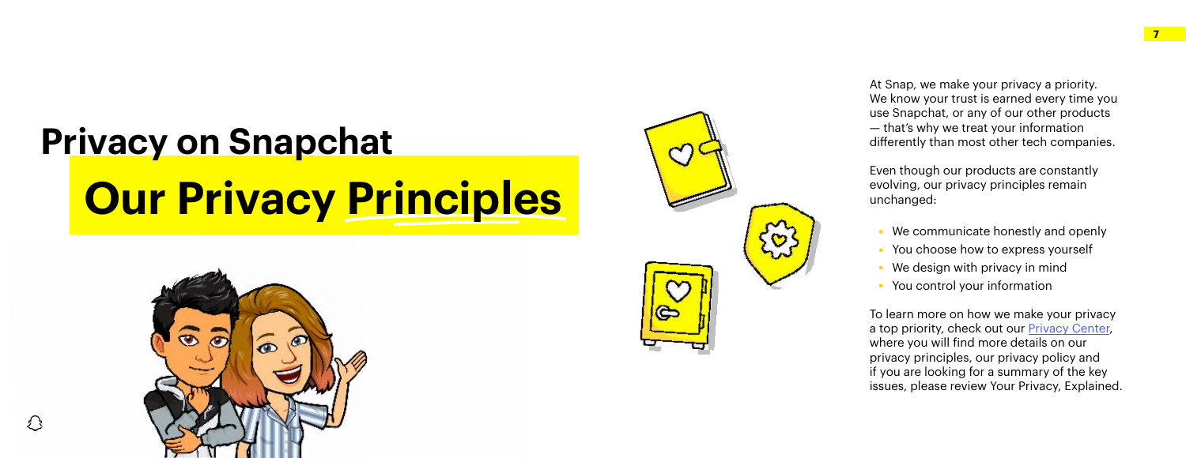# Privacy on Snapchat

## Our Privacy Principles

At Snap, we make your privacy a priority. We know your trust is earned every time you use Snapchat, or any of our other products — that's why we treat your information differently than most other tech companies.

Even though our products are constantly evolving, our privacy principles remain unchanged:

- We communicate honestly and openly
- You choose how to express yourself
- We design with privacy in mind
- You control your information

To learn more on how we make your privacy a top priority, check out our Privacy Center, where you will find more details on our privacy principles, our privacy policy and if you are looking for a summary of the key issues, please review Your Privacy, Explained.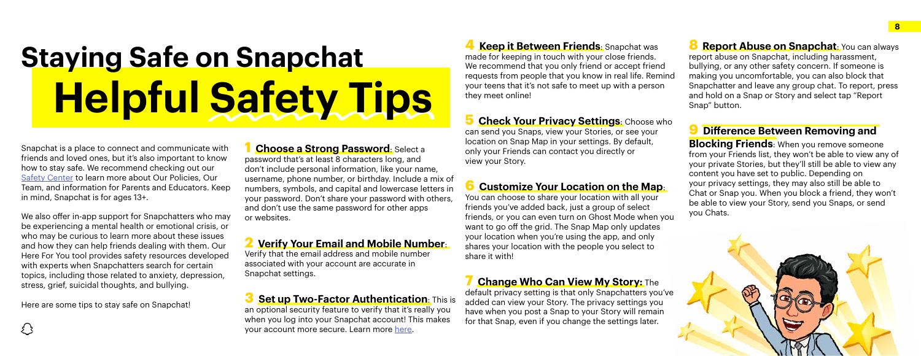# Staying Safe on Snapchat

# Helpful Safety Tips

Snapchat is a place to connect and communicate with friends and loved ones, but it's also important to know how to stay safe. We recommend checking out our Safety Center to learn more about Our Policies, Our Team, and information for Parents and Educators. Keep in mind, Snapchat is for ages 13+.

We also offer in-app support for Snapchatters who may be experiencing a mental health or emotional crisis, or who may be curious to learn more about these issues and how they can help friends dealing with them. Our Here For You tool provides safety resources developed with experts when Snapchatters search for certain topics, including those related to anxiety, depression, stress, grief, suicidal thoughts, and bullying.

Here are some tips to stay safe on Snapchat!

**1 Choose a Strong Password**: Select a password that's at least 8 characters long, and don't include personal information, like your name, username, phone number, or birthday. Include a mix of numbers, symbols, and capital and lowercase letters in your password. Don't share your password with others, and don't use the same password for other apps or websites.

**2 Verify Your Email and Mobile Number**: Verify that the email address and mobile number associated with your account are accurate in Snapchat settings.

**3 Set up Two-Factor Authentication**: This is an optional security feature to verify that it's really you when you log into your Snapchat account! This makes your account more secure. Learn more here.

**4 Keep it Between Friends**: Snapchat was made for keeping in touch with your close friends. We recommend that you only friend or accept friend requests from people that you know in real life. Remind your teens that it's not safe to meet up with a person they meet online!

**5 Check Your Privacy Settings**: Choose who can send you Snaps, view your Stories, or see your location on Snap Map in your settings. By default, only your Friends can contact you directly or view your Story.

**6 Customize Your Location on the Map**: You can choose to share your location with all your friends you've added back, just a group of select friends, or you can even turn on Ghost Mode when you want to go off the grid. The Snap Map only updates your location when you're using the app, and only shares your location with the people you select to share it with!

**7 Change Who Can View My Story:** The default privacy setting is that only Snapchatters you've added can view your Story. The privacy settings you have when you post a Snap to your Story will remain for that Snap, even if you change the settings later.

**8 Report Abuse on Snapchat**: You can always report abuse on Snapchat, including harassment, bullying, or any other safety concern. If someone is making you uncomfortable, you can also block that Snapchatter and leave any group chat. To report, press and hold on a Snap or Story and select tap "Report Snap" button.

**9 Difference Between Removing and Blocking Friends**: When you remove someone from your Friends list, they won't be able to view any of your private Stories, but they'll still be able to view any content you have set to public. Depending on your privacy settings, they may also still be able to Chat or Snap you. When you block a friend, they won't be able to view your Story, send you Snaps, or send you Chats.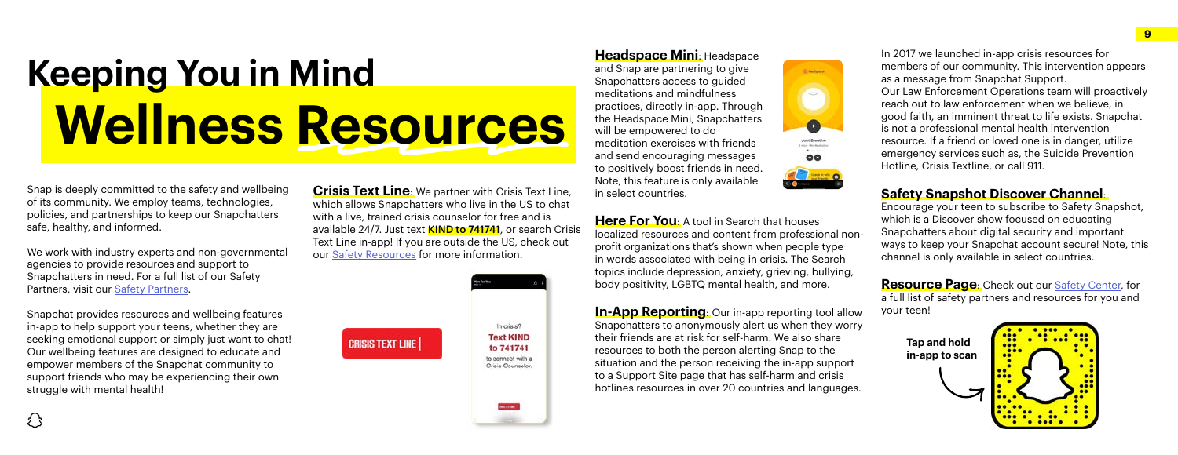# Keeping You in Mind

# Wellness Resources

Snap is deeply committed to the safety and wellbeing of its community. We employ teams, technologies, policies, and partnerships to keep our Snapchatters safe, healthy, and informed.

We work with industry experts and non-governmental agencies to provide resources and support to Snapchatters in need. For a full list of our Safety Partners, visit our Safety Partners.

Snapchat provides resources and wellbeing features in-app to help support your teens, whether they are seeking emotional support or simply just want to chat! Our wellbeing features are designed to educate and empower members of the Snapchat community to support friends who may be experiencing their own struggle with mental health!

**Crisis Text Line**: We partner with Crisis Text Line, which allows Snapchatters who live in the US to chat with a live, trained crisis counselor for free and is available 24/7. Just text **KIND to 741741**, or search Crisis Text Line in-app! If you are outside the US, check out our Safety Resources for more information.

CRISIS TEXT LINE |

In crisis?
Text KIND to 741741
to connect with a Crisis Counselor.

**Headspace Mini**: Headspace and Snap are partnering to give Snapchatters access to guided meditations and mindfulness practices, directly in-app. Through the Headspace Mini, Snapchatters will be empowered to do meditation exercises with friends and send encouraging messages to positively boost friends in need. Note, this feature is only available in select countries.

**Here For You**: A tool in Search that houses localized resources and content from professional non-profit organizations that's shown when people type in words associated with being in crisis. The Search topics include depression, anxiety, grieving, bullying, body positivity, LGBTQ mental health, and more.

**In-App Reporting**: Our in-app reporting tool allow Snapchatters to anonymously alert us when they worry their friends are at risk for self-harm. We also share resources to both the person alerting Snap to the situation and the person receiving the in-app support to a Support Site page that has self-harm and crisis hotlines resources in over 20 countries and languages.

In 2017 we launched in-app crisis resources for members of our community. This intervention appears as a message from Snapchat Support. Our Law Enforcement Operations team will proactively reach out to law enforcement when we believe, in good faith, an imminent threat to life exists. Snapchat is not a professional mental health intervention resource. If a friend or loved one is in danger, utilize emergency services such as, the Suicide Prevention Hotline, Crisis Textline, or call 911.

**Safety Snapshot Discover Channel**: Encourage your teen to subscribe to Safety Snapshot, which is a Discover show focused on educating Snapchatters about digital security and important ways to keep your Snapchat account secure! Note, this channel is only available in select countries.

**Resource Page**: Check out our Safety Center, for a full list of safety partners and resources for you and your teen!

Tap and hold in-app to scan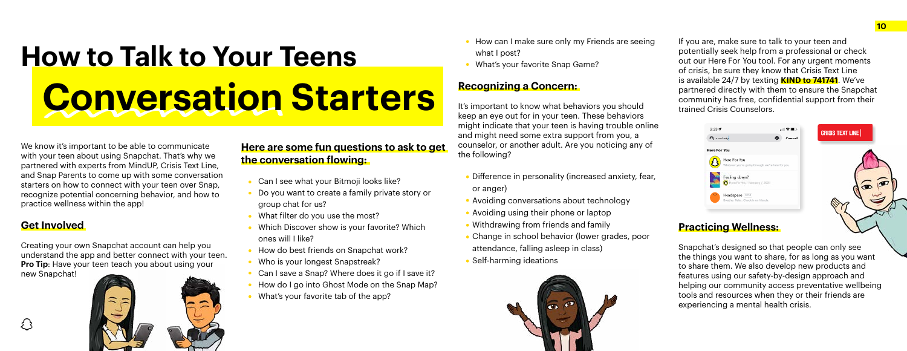# How to Talk to Your Teens

# Conversation Starters

We know it's important to be able to communicate with your teen about using Snapchat. That's why we partnered with experts from MindUP, Crisis Text Line, and Snap Parents to come up with some conversation starters on how to connect with your teen over Snap, recognize potential concerning behavior, and how to practice wellness within the app!

## Get Involved

Creating your own Snapchat account can help you understand the app and better connect with your teen. **Pro Tip**: Have your teen teach you about using your new Snapchat!

## Here are some fun questions to ask to get the conversation flowing:

- Can I see what your Bitmoji looks like?
- Do you want to create a family private story or group chat for us?
- What filter do you use the most?
- Which Discover show is your favorite? Which ones will I like?
- How do best friends on Snapchat work?
- Who is your longest Snapstreak?
- Can I save a Snap? Where does it go if I save it?
- How do I go into Ghost Mode on the Snap Map?
- What's your favorite tab of the app?
- How can I make sure only my Friends are seeing what I post?
- What's your favorite Snap Game?

## Recognizing a Concern:

It's important to know what behaviors you should keep an eye out for in your teen. These behaviors might indicate that your teen is having trouble online and might need some extra support from you, a counselor, or another adult. Are you noticing any of the following?

- Difference in personality (increased anxiety, fear, or anger)
- Avoiding conversations about technology
- Avoiding using their phone or laptop
- Withdrawing from friends and family
- Change in school behavior (lower grades, poor attendance, falling asleep in class)
- Self-harming ideations

If you are, make sure to talk to your teen and potentially seek help from a professional or check out our Here For You tool. For any urgent moments of crisis, be sure they know that Crisis Text Line is available 24/7 by texting **KIND to 741741**. We've partnered directly with them to ensure the Snapchat community has free, confidential support from their trained Crisis Counselors.

## Practicing Wellness:

Snapchat's designed so that people can only see the things you want to share, for as long as you want to share them. We also develop new products and features using our safety-by-design approach and helping our community access preventative wellbeing tools and resources when they or their friends are experiencing a mental health crisis.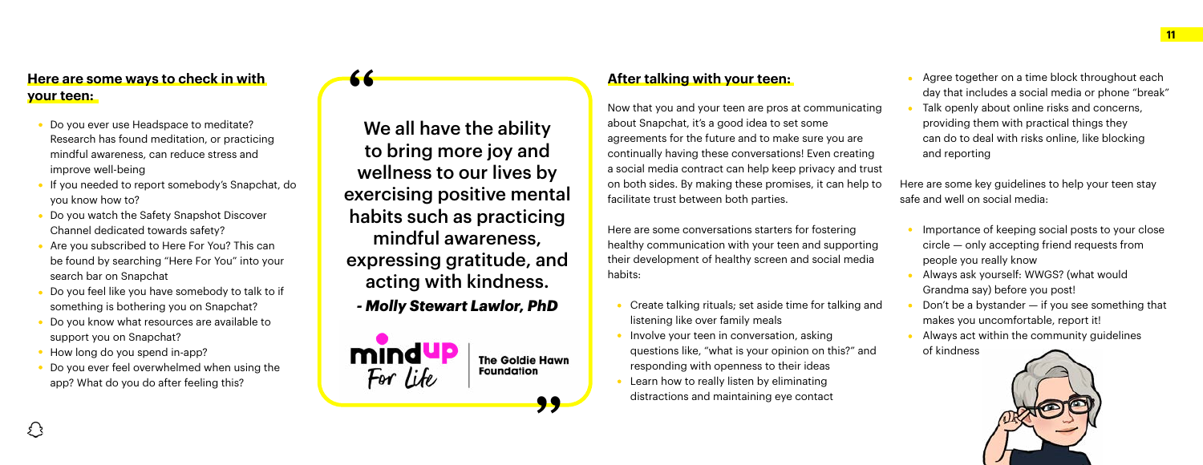## Here are some ways to check in with your teen:

- Do you ever use Headspace to meditate? Research has found meditation, or practicing mindful awareness, can reduce stress and improve well-being
- If you needed to report somebody's Snapchat, do you know how to?
- Do you watch the Safety Snapshot Discover Channel dedicated towards safety?
- Are you subscribed to Here For You? This can be found by searching "Here For You" into your search bar on Snapchat
- Do you feel like you have somebody to talk to if something is bothering you on Snapchat?
- Do you know what resources are available to support you on Snapchat?
- How long do you spend in-app?
- Do you ever feel overwhelmed when using the app? What do you do after feeling this?

> "We all have the ability to bring more joy and wellness to our lives by exercising positive mental habits such as practicing mindful awareness, expressing gratitude, and acting with kindness."
>
> ***- Molly Stewart Lawlor, PhD***
>
> mindUP For Life | The Goldie Hawn Foundation

## After talking with your teen:

Now that you and your teen are pros at communicating about Snapchat, it's a good idea to set some agreements for the future and to make sure you are continually having these conversations! Even creating a social media contract can help keep privacy and trust on both sides. By making these promises, it can help to facilitate trust between both parties.

Here are some conversations starters for fostering healthy communication with your teen and supporting their development of healthy screen and social media habits:

- Create talking rituals; set aside time for talking and listening like over family meals
- Involve your teen in conversation, asking questions like, "what is your opinion on this?" and responding with openness to their ideas
- Learn how to really listen by eliminating distractions and maintaining eye contact
- Agree together on a time block throughout each day that includes a social media or phone "break"
- Talk openly about online risks and concerns, providing them with practical things they can do to deal with risks online, like blocking and reporting

Here are some key guidelines to help your teen stay safe and well on social media:

- Importance of keeping social posts to your close circle — only accepting friend requests from people you really know
- Always ask yourself: WWGS? (what would Grandma say) before you post!
- Don't be a bystander — if you see something that makes you uncomfortable, report it!
- Always act within the community guidelines of kindness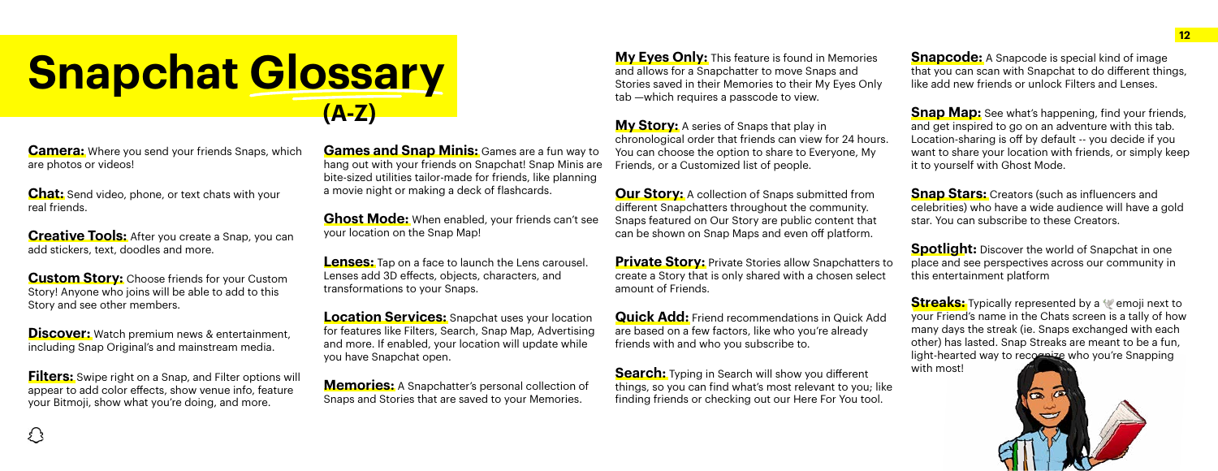# Snapchat Glossary (A-Z)

**Camera:** Where you send your friends Snaps, which are photos or videos!

**Chat:** Send video, phone, or text chats with your real friends.

**Creative Tools:** After you create a Snap, you can add stickers, text, doodles and more.

**Custom Story:** Choose friends for your Custom Story! Anyone who joins will be able to add to this Story and see other members.

**Discover:** Watch premium news & entertainment, including Snap Original's and mainstream media.

**Filters:** Swipe right on a Snap, and Filter options will appear to add color effects, show venue info, feature your Bitmoji, show what you're doing, and more.

**Games and Snap Minis:** Games are a fun way to hang out with your friends on Snapchat! Snap Minis are bite-sized utilities tailor-made for friends, like planning a movie night or making a deck of flashcards.

**Ghost Mode:** When enabled, your friends can't see your location on the Snap Map!

**Lenses:** Tap on a face to launch the Lens carousel. Lenses add 3D effects, objects, characters, and transformations to your Snaps.

**Location Services:** Snapchat uses your location for features like Filters, Search, Snap Map, Advertising and more. If enabled, your location will update while you have Snapchat open.

**Memories:** A Snapchatter's personal collection of Snaps and Stories that are saved to your Memories.

**My Eyes Only:** This feature is found in Memories and allows for a Snapchatter to move Snaps and Stories saved in their Memories to their My Eyes Only tab —which requires a passcode to view.

**My Story:** A series of Snaps that play in chronological order that friends can view for 24 hours. You can choose the option to share to Everyone, My Friends, or a Customized list of people.

**Our Story:** A collection of Snaps submitted from different Snapchatters throughout the community. Snaps featured on Our Story are public content that can be shown on Snap Maps and even off platform.

**Private Story:** Private Stories allow Snapchatters to create a Story that is only shared with a chosen select amount of Friends.

**Quick Add:** Friend recommendations in Quick Add are based on a few factors, like who you're already friends with and who you subscribe to.

**Search:** Typing in Search will show you different things, so you can find what's most relevant to you; like finding friends or checking out our Here For You tool.

**Snapcode:** A Snapcode is special kind of image that you can scan with Snapchat to do different things, like add new friends or unlock Filters and Lenses.

**Snap Map:** See what's happening, find your friends, and get inspired to go on an adventure with this tab. Location-sharing is off by default -- you decide if you want to share your location with friends, or simply keep it to yourself with Ghost Mode.

**Snap Stars:** Creators (such as influencers and celebrities) who have a wide audience will have a gold star. You can subscribe to these Creators.

**Spotlight:** Discover the world of Snapchat in one place and see perspectives across our community in this entertainment platform

**Streaks:** Typically represented by a 🔥 emoji next to your Friend's name in the Chats screen is a tally of how many days the streak (ie. Snaps exchanged with each other) has lasted. Snap Streaks are meant to be a fun, light-hearted way to recognize who you're Snapping with most!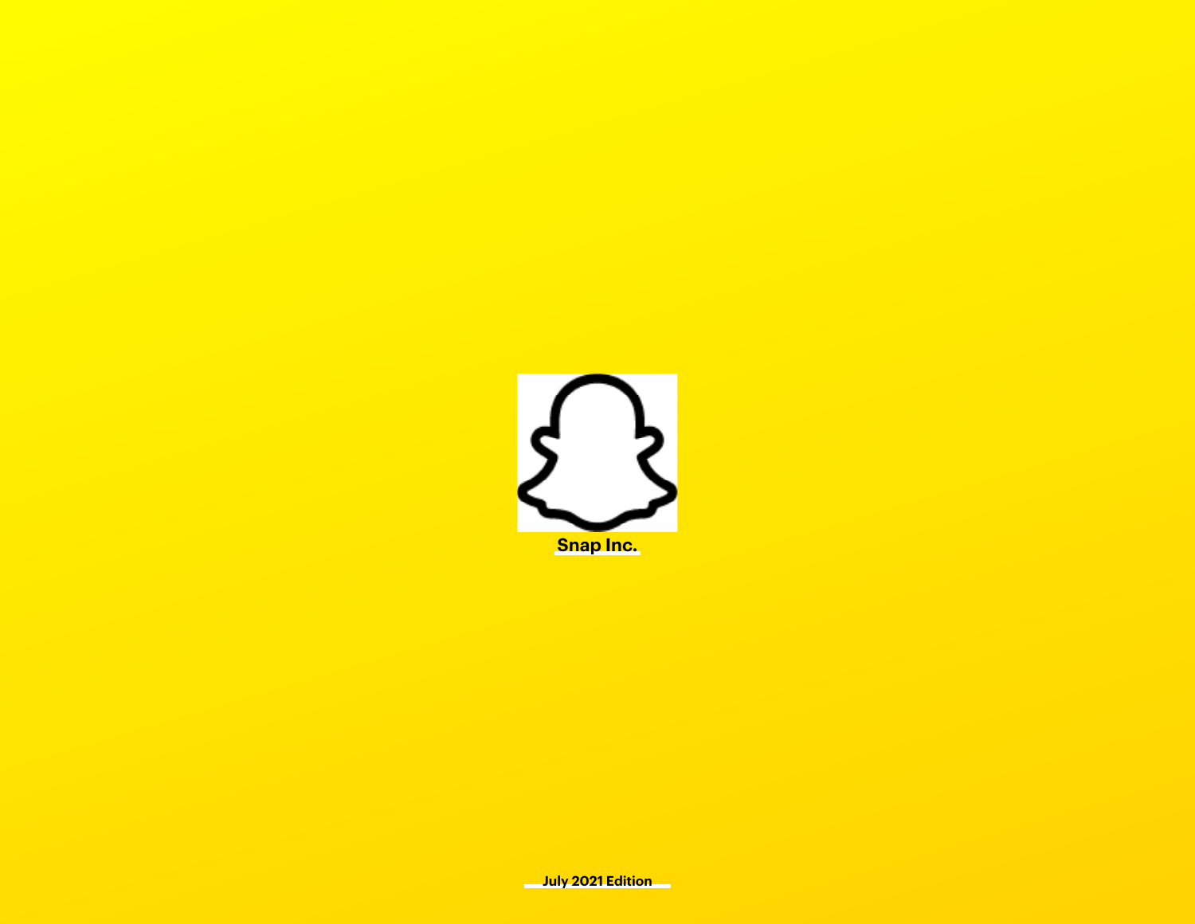Snap Inc.

July 2021 Edition